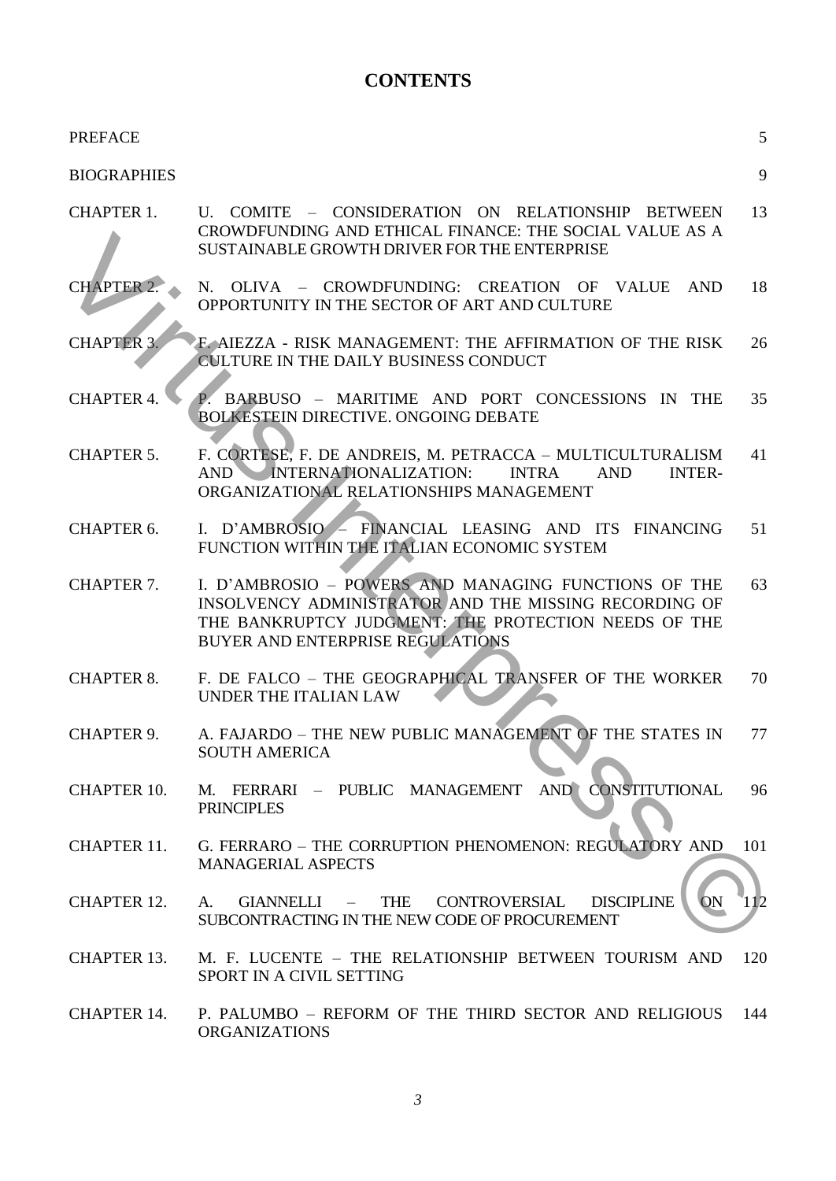# CONTENTS

| | | |
|---|---|---|
| PREFACE | | 5 |
| BIOGRAPHIES | | 9 |
| CHAPTER 1. | U. COMITE – CONSIDERATION ON RELATIONSHIP BETWEEN CROWDFUNDING AND ETHICAL FINANCE: THE SOCIAL VALUE AS A SUSTAINABLE GROWTH DRIVER FOR THE ENTERPRISE | 13 |
| CHAPTER 2. | N. OLIVA – CROWDFUNDING: CREATION OF VALUE AND OPPORTUNITY IN THE SECTOR OF ART AND CULTURE | 18 |
| CHAPTER 3. | F. AIEZZA - RISK MANAGEMENT: THE AFFIRMATION OF THE RISK CULTURE IN THE DAILY BUSINESS CONDUCT | 26 |
| CHAPTER 4. | P. BARBUSO – MARITIME AND PORT CONCESSIONS IN THE BOLKESTEIN DIRECTIVE. ONGOING DEBATE | 35 |
| CHAPTER 5. | F. CORTESE, F. DE ANDREIS, M. PETRACCA – MULTICULTURALISM AND INTERNATIONALIZATION: INTRA AND INTER-ORGANIZATIONAL RELATIONSHIPS MANAGEMENT | 41 |
| CHAPTER 6. | I. D'AMBROSIO – FINANCIAL LEASING AND ITS FINANCING FUNCTION WITHIN THE ITALIAN ECONOMIC SYSTEM | 51 |
| CHAPTER 7. | I. D'AMBROSIO – POWERS AND MANAGING FUNCTIONS OF THE INSOLVENCY ADMINISTRATOR AND THE MISSING RECORDING OF THE BANKRUPTCY JUDGMENT: THE PROTECTION NEEDS OF THE BUYER AND ENTERPRISE REGULATIONS | 63 |
| CHAPTER 8. | F. DE FALCO – THE GEOGRAPHICAL TRANSFER OF THE WORKER UNDER THE ITALIAN LAW | 70 |
| CHAPTER 9. | A. FAJARDO – THE NEW PUBLIC MANAGEMENT OF THE STATES IN SOUTH AMERICA | 77 |
| CHAPTER 10. | M. FERRARI – PUBLIC MANAGEMENT AND CONSTITUTIONAL PRINCIPLES | 96 |
| CHAPTER 11. | G. FERRARO – THE CORRUPTION PHENOMENON: REGULATORY AND MANAGERIAL ASPECTS | 101 |
| CHAPTER 12. | A. GIANNELLI – THE CONTROVERSIAL DISCIPLINE ON SUBCONTRACTING IN THE NEW CODE OF PROCUREMENT | 112 |
| CHAPTER 13. | M. F. LUCENTE – THE RELATIONSHIP BETWEEN TOURISM AND SPORT IN A CIVIL SETTING | 120 |
| CHAPTER 14. | P. PALUMBO – REFORM OF THE THIRD SECTOR AND RELIGIOUS ORGANIZATIONS | 144 |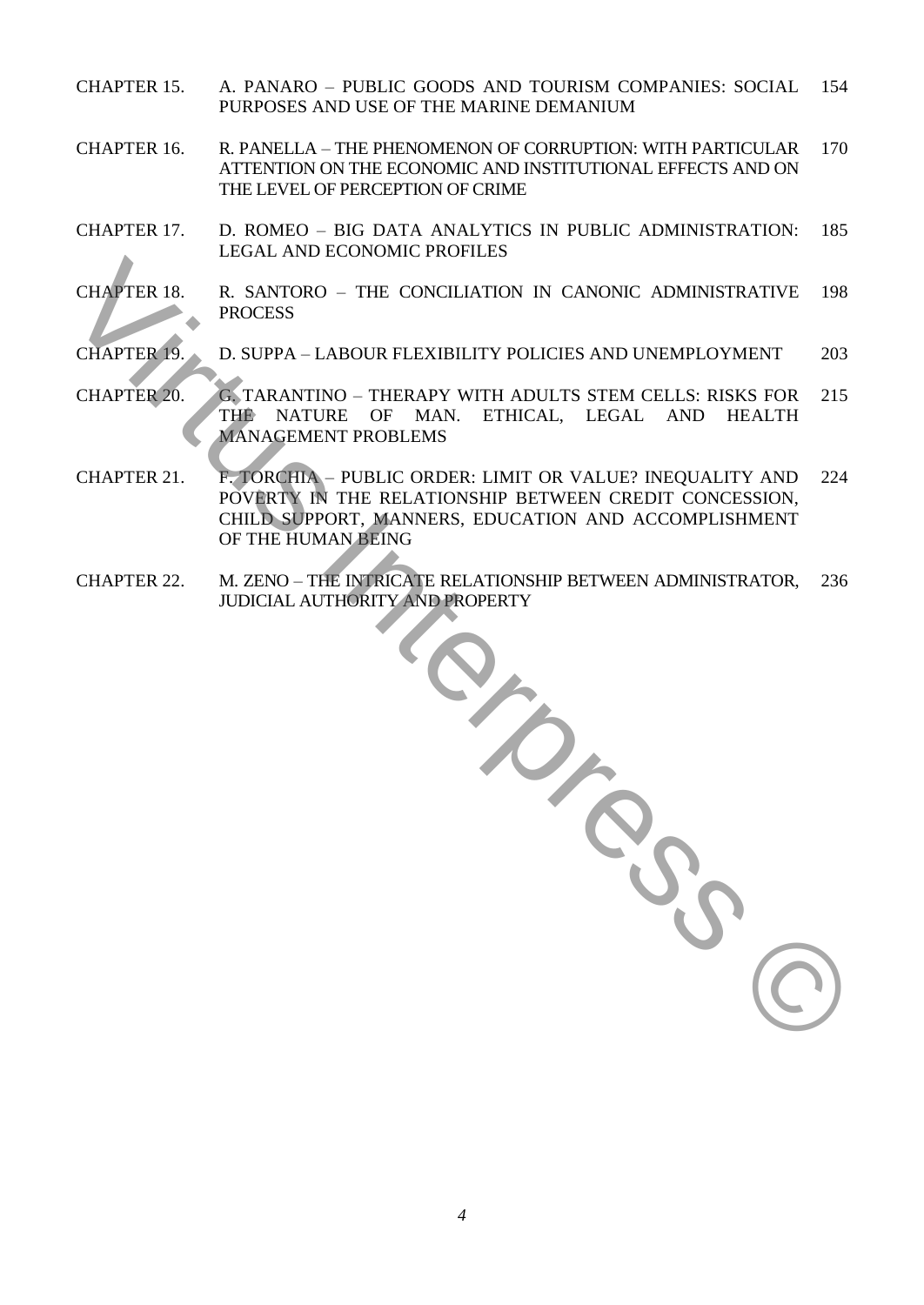| | | |
|---|---|---|
| CHAPTER 15. | A. PANARO – PUBLIC GOODS AND TOURISM COMPANIES: SOCIAL PURPOSES AND USE OF THE MARINE DEMANIUM | 154 |
| CHAPTER 16. | R. PANELLA – THE PHENOMENON OF CORRUPTION: WITH PARTICULAR ATTENTION ON THE ECONOMIC AND INSTITUTIONAL EFFECTS AND ON THE LEVEL OF PERCEPTION OF CRIME | 170 |
| CHAPTER 17. | D. ROMEO – BIG DATA ANALYTICS IN PUBLIC ADMINISTRATION: LEGAL AND ECONOMIC PROFILES | 185 |
| CHAPTER 18. | R. SANTORO – THE CONCILIATION IN CANONIC ADMINISTRATIVE PROCESS | 198 |
| CHAPTER 19. | D. SUPPA – LABOUR FLEXIBILITY POLICIES AND UNEMPLOYMENT | 203 |
| CHAPTER 20. | G. TARANTINO – THERAPY WITH ADULTS STEM CELLS: RISKS FOR THE NATURE OF MAN. ETHICAL, LEGAL AND HEALTH MANAGEMENT PROBLEMS | 215 |
| CHAPTER 21. | F. TORCHIA – PUBLIC ORDER: LIMIT OR VALUE? INEQUALITY AND POVERTY IN THE RELATIONSHIP BETWEEN CREDIT CONCESSION, CHILD SUPPORT, MANNERS, EDUCATION AND ACCOMPLISHMENT OF THE HUMAN BEING | 224 |
| CHAPTER 22. | M. ZENO – THE INTRICATE RELATIONSHIP BETWEEN ADMINISTRATOR, JUDICIAL AUTHORITY AND PROPERTY | 236 |